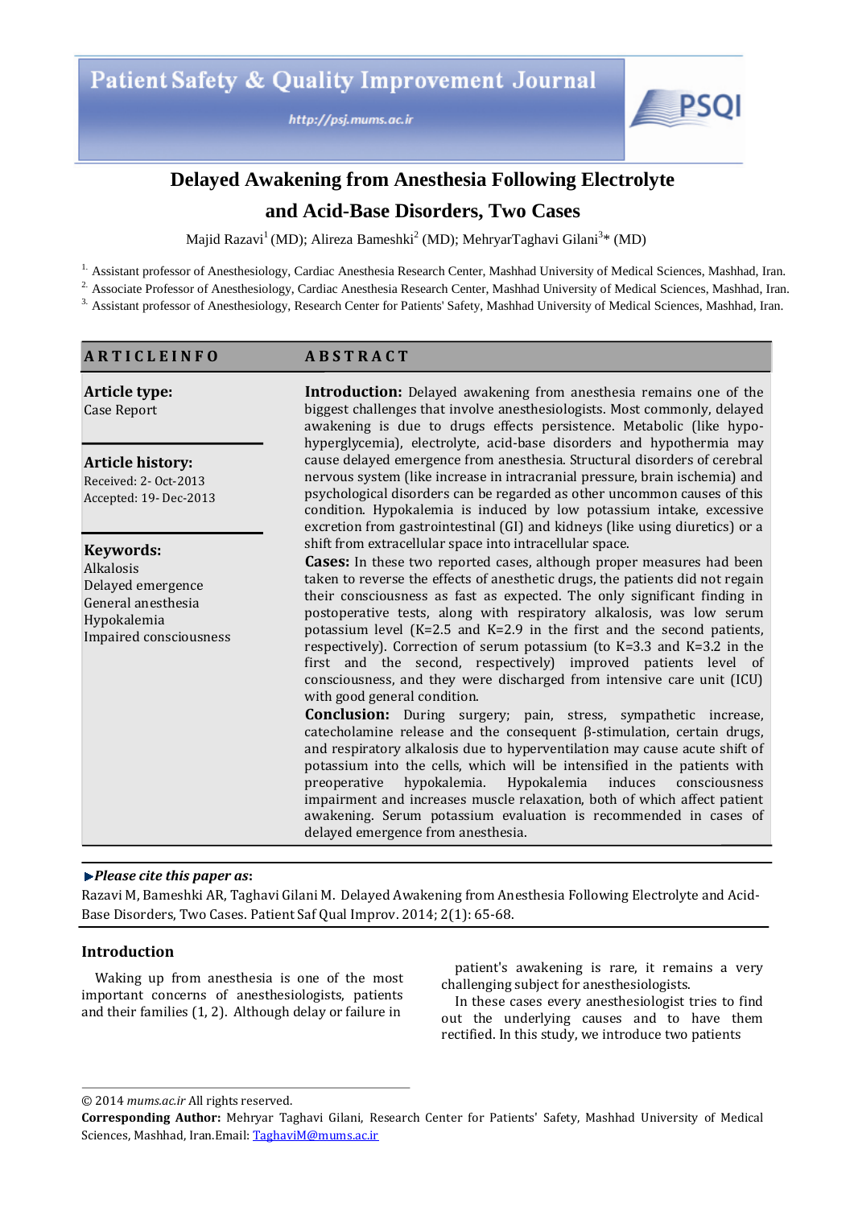# Delayed Awakening from Anesthesia Following Electrolyte and Acid-Base Disorders, Two Cases

Majid Razavi[1] (MD); Alireza Bameshki[2] (MD); MehryarTaghavi Gilani[3]* (MD)

[1] Assistant professor of Anesthesiology, Cardiac Anesthesia Research Center, Mashhad University of Medical Sciences, Mashhad, Iran.
[2] Associate Professor of Anesthesiology, Cardiac Anesthesia Research Center, Mashhad University of Medical Sciences, Mashhad, Iran.
[3] Assistant professor of Anesthesiology, Research Center for Patients' Safety, Mashhad University of Medical Sciences, Mashhad, Iran.

## ARTICLEINFO

**Article type:**
Case Report

**Article history:**
Received: 2- Oct-2013
Accepted: 19- Dec-2013

**Keywords:**
Alkalosis
Delayed emergence
General anesthesia
Hypokalemia
Impaired consciousness

## ABSTRACT

**Introduction:** Delayed awakening from anesthesia remains one of the biggest challenges that involve anesthesiologists. Most commonly, delayed awakening is due to drugs effects persistence. Metabolic (like hypo-hyperglycemia), electrolyte, acid-base disorders and hypothermia may cause delayed emergence from anesthesia. Structural disorders of cerebral nervous system (like increase in intracranial pressure, brain ischemia) and psychological disorders can be regarded as other uncommon causes of this condition. Hypokalemia is induced by low potassium intake, excessive excretion from gastrointestinal (GI) and kidneys (like using diuretics) or a shift from extracellular space into intracellular space.

**Cases:** In these two reported cases, although proper measures had been taken to reverse the effects of anesthetic drugs, the patients did not regain their consciousness as fast as expected. The only significant finding in postoperative tests, along with respiratory alkalosis, was low serum potassium level (K=2.5 and K=2.9 in the first and the second patients, respectively). Correction of serum potassium (to K=3.3 and K=3.2 in the first and the second, respectively) improved patients level of consciousness, and they were discharged from intensive care unit (ICU) with good general condition.

**Conclusion:** During surgery; pain, stress, sympathetic increase, catecholamine release and the consequent β-stimulation, certain drugs, and respiratory alkalosis due to hyperventilation may cause acute shift of potassium into the cells, which will be intensified in the patients with preoperative hypokalemia. Hypokalemia induces consciousness impairment and increases muscle relaxation, both of which affect patient awakening. Serum potassium evaluation is recommended in cases of delayed emergence from anesthesia.

***Please cite this paper as*:**
Razavi M, Bameshki AR, Taghavi Gilani M. Delayed Awakening from Anesthesia Following Electrolyte and Acid-Base Disorders, Two Cases. Patient Saf Qual Improv. 2014; 2(1): 65-68.

## Introduction

Waking up from anesthesia is one of the most important concerns of anesthesiologists, patients and their families (1, 2). Although delay or failure in patient's awakening is rare, it remains a very challenging subject for anesthesiologists.

In these cases every anesthesiologist tries to find out the underlying causes and to have them rectified. In this study, we introduce two patients

© 2014 *mums.ac.ir* All rights reserved.
**Corresponding Author:** Mehryar Taghavi Gilani, Research Center for Patients' Safety, Mashhad University of Medical Sciences, Mashhad, Iran.Email: TaghaviM@mums.ac.ir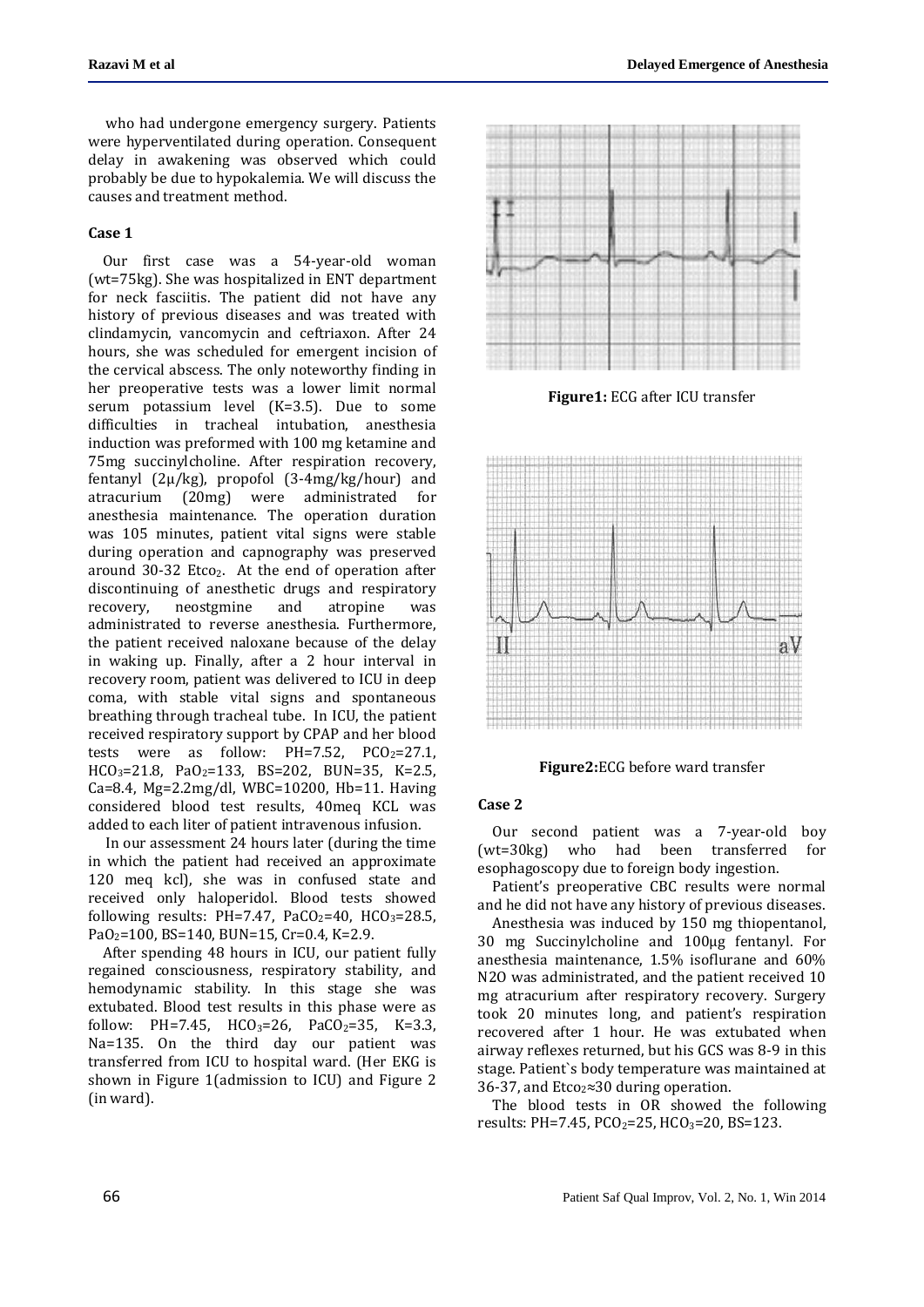who had undergone emergency surgery. Patients were hyperventilated during operation. Consequent delay in awakening was observed which could probably be due to hypokalemia. We will discuss the causes and treatment method.

### Case 1

Our first case was a 54-year-old woman (wt=75kg). She was hospitalized in ENT department for neck fasciitis. The patient did not have any history of previous diseases and was treated with clindamycin, vancomycin and ceftriaxon. After 24 hours, she was scheduled for emergent incision of the cervical abscess. The only noteworthy finding in her preoperative tests was a lower limit normal serum potassium level (K=3.5). Due to some difficulties in tracheal intubation, anesthesia induction was preformed with 100 mg ketamine and 75mg succinylcholine. After respiration recovery, fentanyl (2μ/kg), propofol (3-4mg/kg/hour) and atracurium (20mg) were administrated for anesthesia maintenance. The operation duration was 105 minutes, patient vital signs were stable during operation and capnography was preserved around 30-32 $Etco_2$. At the end of operation after discontinuing of anesthetic drugs and respiratory recovery, neostgmine and atropine was administrated to reverse anesthesia. Furthermore, the patient received naloxane because of the delay in waking up. Finally, after a 2 hour interval in recovery room, patient was delivered to ICU in deep coma, with stable vital signs and spontaneous breathing through tracheal tube. In ICU, the patient received respiratory support by CPAP and her blood tests were as follow: PH=7.52, $PCO_2$=27.1, $HCO_3$=21.8, $PaO_2$=133, BS=202, BUN=35, K=2.5, Ca=8.4, Mg=2.2mg/dl, WBC=10200, Hb=11. Having considered blood test results, 40meq KCL was added to each liter of patient intravenous infusion.

In our assessment 24 hours later (during the time in which the patient had received an approximate 120 meq kcl), she was in confused state and received only haloperidol. Blood tests showed following results: PH=7.47, $PaCO_2$=40, $HCO_3$=28.5, $PaO_2$=100, BS=140, BUN=15, Cr=0.4, K=2.9.

After spending 48 hours in ICU, our patient fully regained consciousness, respiratory stability, and hemodynamic stability. In this stage she was extubated. Blood test results in this phase were as follow: PH=7.45, $HCO_3$=26, $PaCO_2$=35, K=3.3, Na=135. On the third day our patient was transferred from ICU to hospital ward. (Her EKG is shown in Figure 1(admission to ICU) and Figure 2 (in ward).

**Figure1:** ECG after ICU transfer

**Figure2:** ECG before ward transfer

### Case 2

Our second patient was a 7-year-old boy (wt=30kg) who had been transferred for esophagoscopy due to foreign body ingestion.

Patient's preoperative CBC results were normal and he did not have any history of previous diseases.

Anesthesia was induced by 150 mg thiopentanol, 30 mg Succinylcholine and 100μg fentanyl. For anesthesia maintenance, 1.5% isoflurane and 60% N2O was administrated, and the patient received 10 mg atracurium after respiratory recovery. Surgery took 20 minutes long, and patient's respiration recovered after 1 hour. He was extubated when airway reflexes returned, but his GCS was 8-9 in this stage. Patient`s body temperature was maintained at 36-37, and $Etco_2 \approx 30$ during operation.

The blood tests in OR showed the following results: PH=7.45, $PCO_2$=25, $HCO_3$=20, BS=123.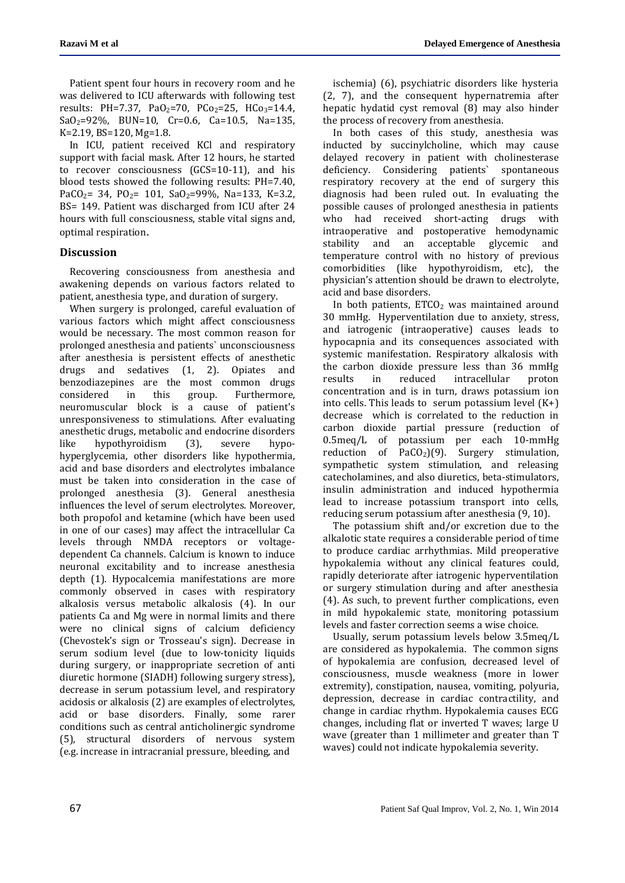Patient spent four hours in recovery room and he was delivered to ICU afterwards with following test results: PH=7.37, $PaO_2$=70, $PCo_2$=25, $HCo_3$=14.4, $SaO_2$=92%, BUN=10, Cr=0.6, Ca=10.5, Na=135, K=2.19, BS=120, Mg=1.8.

In ICU, patient received KCl and respiratory support with facial mask. After 12 hours, he started to recover consciousness (GCS=10-11), and his blood tests showed the following results: PH=7.40, $PaCO_2$= 34, $PO_2$= 101, $SaO_2$=99%, Na=133, K=3.2, BS= 149. Patient was discharged from ICU after 24 hours with full consciousness, stable vital signs and, optimal respiration.

## Discussion

Recovering consciousness from anesthesia and awakening depends on various factors related to patient, anesthesia type, and duration of surgery.

When surgery is prolonged, careful evaluation of various factors which might affect consciousness would be necessary. The most common reason for prolonged anesthesia and patients` unconsciousness after anesthesia is persistent effects of anesthetic drugs and sedatives (1, 2). Opiates and benzodiazepines are the most common drugs considered in this group. Furthermore, neuromuscular block is a cause of patient's unresponsiveness to stimulations. After evaluating anesthetic drugs, metabolic and endocrine disorders like hypothyroidism (3), severe hypo-hyperglycemia, other disorders like hypothermia, acid and base disorders and electrolytes imbalance must be taken into consideration in the case of prolonged anesthesia (3). General anesthesia influences the level of serum electrolytes. Moreover, both propofol and ketamine (which have been used in one of our cases) may affect the intracellular Ca levels through NMDA receptors or voltage-dependent Ca channels. Calcium is known to induce neuronal excitability and to increase anesthesia depth (1). Hypocalcemia manifestations are more commonly observed in cases with respiratory alkalosis versus metabolic alkalosis (4). In our patients Ca and Mg were in normal limits and there were no clinical signs of calcium deficiency (Chevostek's sign or Trosseau's sign). Decrease in serum sodium level (due to low-tonicity liquids during surgery, or inappropriate secretion of anti diuretic hormone (SIADH) following surgery stress), decrease in serum potassium level, and respiratory acidosis or alkalosis (2) are examples of electrolytes, acid or base disorders. Finally, some rarer conditions such as central anticholinergic syndrome (5), structural disorders of nervous system (e.g. increase in intracranial pressure, bleeding, and ischemia) (6), psychiatric disorders like hysteria (2, 7), and the consequent hypernatremia after hepatic hydatid cyst removal (8) may also hinder the process of recovery from anesthesia.

In both cases of this study, anesthesia was inducted by succinylcholine, which may cause delayed recovery in patient with cholinesterase deficiency. Considering patients` spontaneous respiratory recovery at the end of surgery this diagnosis had been ruled out. In evaluating the possible causes of prolonged anesthesia in patients who had received short-acting drugs with intraoperative and postoperative hemodynamic stability and an acceptable glycemic and temperature control with no history of previous comorbidities (like hypothyroidism, etc), the physician's attention should be drawn to electrolyte, acid and base disorders.

In both patients, $ETCO_2$ was maintained around 30 mmHg. Hyperventilation due to anxiety, stress, and iatrogenic (intraoperative) causes leads to hypocapnia and its consequences associated with systemic manifestation. Respiratory alkalosis with the carbon dioxide pressure less than 36 mmHg results in reduced intracellular proton concentration and is in turn, draws potassium ion into cells. This leads to serum potassium level ($K^+$) decrease which is correlated to the reduction in carbon dioxide partial pressure (reduction of 0.5meq/L of potassium per each 10-mmHg reduction of $PaCO_2$)(9). Surgery stimulation, sympathetic system stimulation, and releasing catecholamines, and also diuretics, beta-stimulators, insulin administration and induced hypothermia lead to increase potassium transport into cells, reducing serum potassium after anesthesia (9, 10).

The potassium shift and/or excretion due to the alkalotic state requires a considerable period of time to produce cardiac arrhythmias. Mild preoperative hypokalemia without any clinical features could, rapidly deteriorate after iatrogenic hyperventilation or surgery stimulation during and after anesthesia (4). As such, to prevent further complications, even in mild hypokalemic state, monitoring potassium levels and faster correction seems a wise choice.

Usually, serum potassium levels below 3.5meq/L are considered as hypokalemia. The common signs of hypokalemia are confusion, decreased level of consciousness, muscle weakness (more in lower extremity), constipation, nausea, vomiting, polyuria, depression, decrease in cardiac contractility, and change in cardiac rhythm. Hypokalemia causes ECG changes, including flat or inverted T waves; large U wave (greater than 1 millimeter and greater than T waves) could not indicate hypokalemia severity.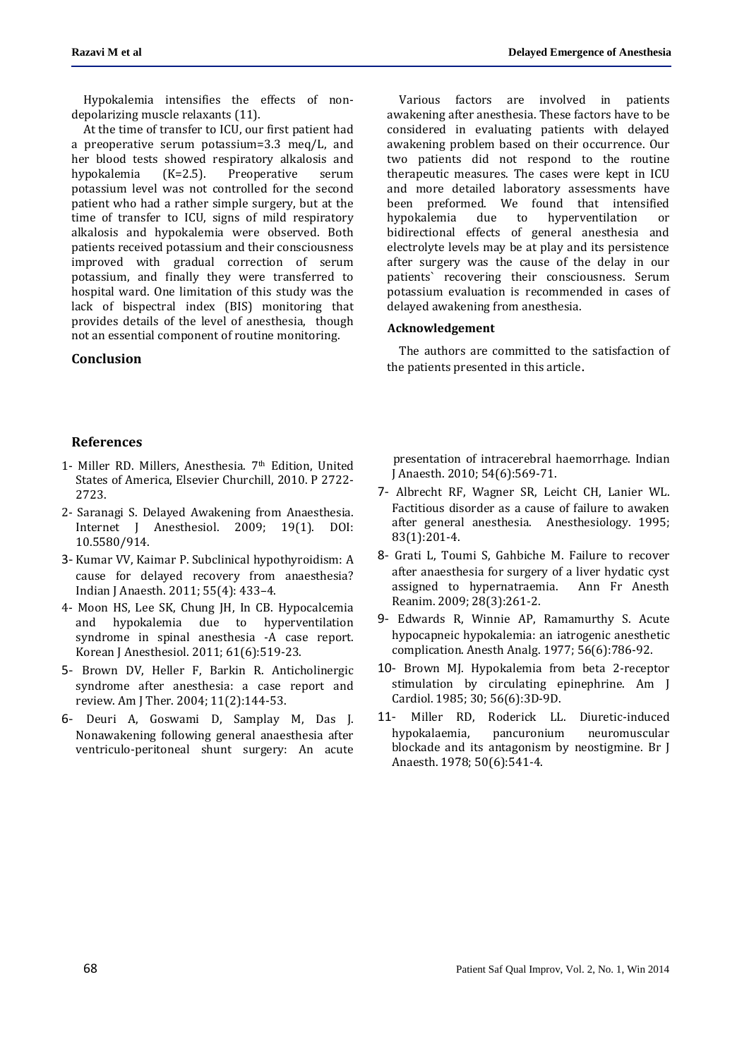Hypokalemia intensifies the effects of non-depolarizing muscle relaxants (11).

At the time of transfer to ICU, our first patient had a preoperative serum potassium=3.3 meq/L, and her blood tests showed respiratory alkalosis and hypokalemia (K=2.5). Preoperative serum potassium level was not controlled for the second patient who had a rather simple surgery, but at the time of transfer to ICU, signs of mild respiratory alkalosis and hypokalemia were observed. Both patients received potassium and their consciousness improved with gradual correction of serum potassium, and finally they were transferred to hospital ward. One limitation of this study was the lack of bispectral index (BIS) monitoring that provides details of the level of anesthesia, though not an essential component of routine monitoring.

## Conclusion

Various factors are involved in patients awakening after anesthesia. These factors have to be considered in evaluating patients with delayed awakening problem based on their occurrence. Our two patients did not respond to the routine therapeutic measures. The cases were kept in ICU and more detailed laboratory assessments have been preformed. We found that intensified hypokalemia due to hyperventilation or bidirectional effects of general anesthesia and electrolyte levels may be at play and its persistence after surgery was the cause of the delay in our patients` recovering their consciousness. Serum potassium evaluation is recommended in cases of delayed awakening from anesthesia.

### Acknowledgement

The authors are committed to the satisfaction of the patients presented in this article.

## References

1- Miller RD. Millers, Anesthesia. 7th Edition, United States of America, Elsevier Churchill, 2010. P 2722-2723.

2- Saranagi S. Delayed Awakening from Anaesthesia. Internet J Anesthesiol. 2009; 19(1). DOI: 10.5580/914.

3- Kumar VV, Kaimar P. Subclinical hypothyroidism: A cause for delayed recovery from anaesthesia? Indian J Anaesth. 2011; 55(4): 433–4.

4- Moon HS, Lee SK, Chung JH, In CB. Hypocalcemia and hypokalemia due to hyperventilation syndrome in spinal anesthesia -A case report. Korean J Anesthesiol. 2011; 61(6):519-23.

5- Brown DV, Heller F, Barkin R. Anticholinergic syndrome after anesthesia: a case report and review. Am J Ther. 2004; 11(2):144-53.

6- Deuri A, Goswami D, Samplay M, Das J. Nonawakening following general anaesthesia after ventriculo-peritoneal shunt surgery: An acute presentation of intracerebral haemorrhage. Indian J Anaesth. 2010; 54(6):569-71.

7- Albrecht RF, Wagner SR, Leicht CH, Lanier WL. Factitious disorder as a cause of failure to awaken after general anesthesia. Anesthesiology. 1995; 83(1):201-4.

8- Grati L, Toumi S, Gahbiche M. Failure to recover after anaesthesia for surgery of a liver hydatic cyst assigned to hypernatraemia. Ann Fr Anesth Reanim. 2009; 28(3):261-2.

9- Edwards R, Winnie AP, Ramamurthy S. Acute hypocapneic hypokalemia: an iatrogenic anesthetic complication. Anesth Analg. 1977; 56(6):786-92.

10- Brown MJ. Hypokalemia from beta 2-receptor stimulation by circulating epinephrine. Am J Cardiol. 1985; 30; 56(6):3D-9D.

11- Miller RD, Roderick LL. Diuretic-induced hypokalaemia, pancuronium neuromuscular blockade and its antagonism by neostigmine. Br J Anaesth. 1978; 50(6):541-4.